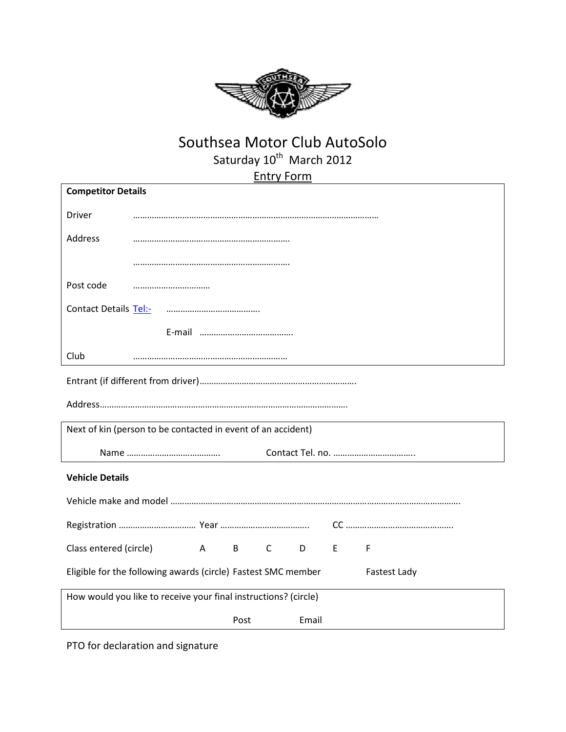# Southsea Motor Club AutoSolo

Saturday 10th March 2012

Entry Form

**Competitor Details**

Driver ……………………………………………………………………………………………

Address ………………………………………………………….

………………………………………………………….

Post code ……………………………

Contact Details Tel:- ………………………………….

E-mail ………………………………….

Club ………………………………………………………….

Entrant (if different from driver)………………………………………………………….

Address………………………………………………………………………………………….

Next of kin (person to be contacted in event of an accident)

Name ………………………………….   Contact Tel. no. …………………………….

**Vehicle Details**

Vehicle make and model ……………………………………………………………………………………………………

Registration …………………………… Year ………………………………..   CC ……………………………………….

Class entered (circle)   A   B   C   D   E   F

Eligible for the following awards (circle) Fastest SMC member   Fastest Lady

How would you like to receive your final instructions? (circle)

Post   Email

PTO for declaration and signature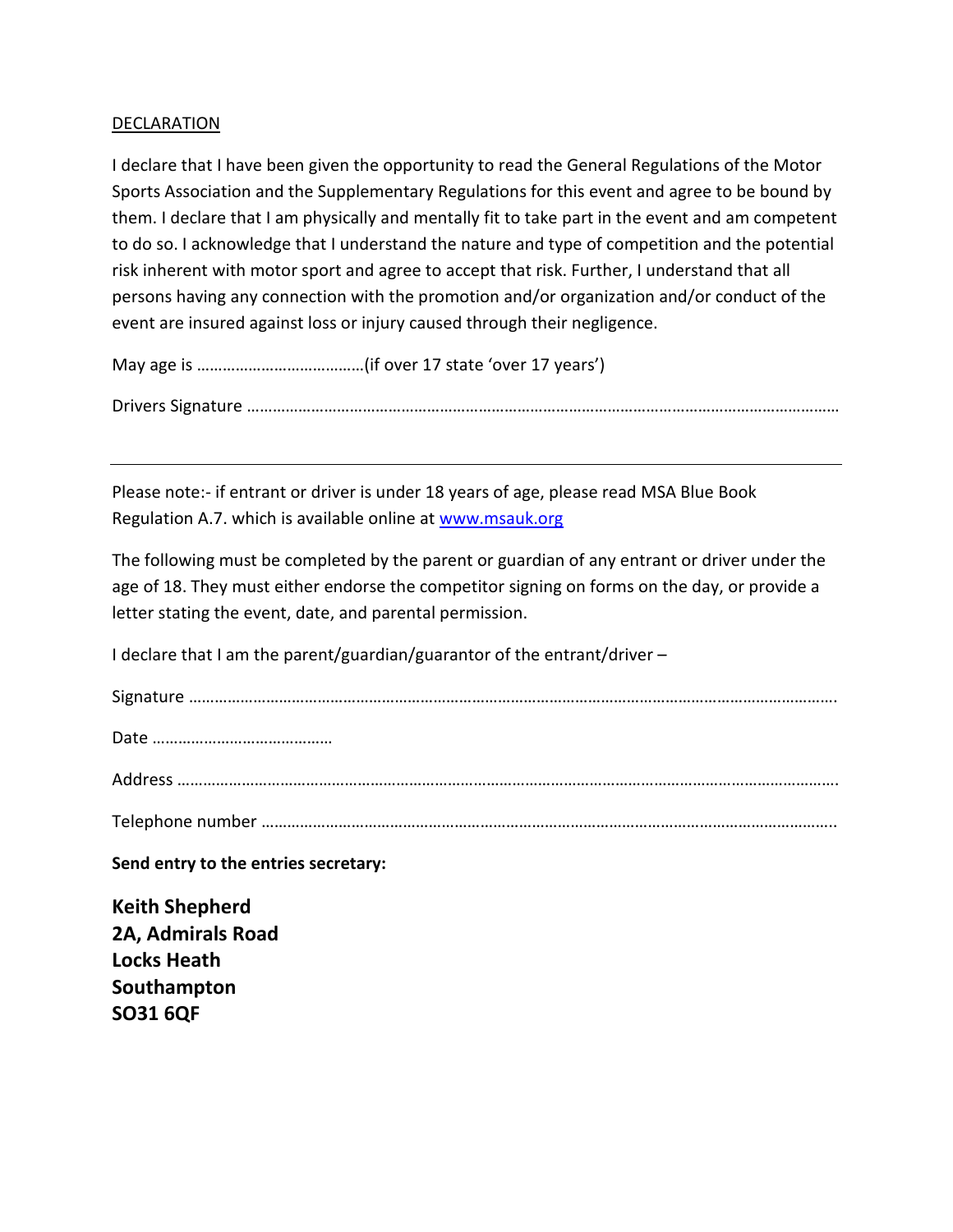DECLARATION

I declare that I have been given the opportunity to read the General Regulations of the Motor Sports Association and the Supplementary Regulations for this event and agree to be bound by them. I declare that I am physically and mentally fit to take part in the event and am competent to do so. I acknowledge that I understand the nature and type of competition and the potential risk inherent with motor sport and agree to accept that risk. Further, I understand that all persons having any connection with the promotion and/or organization and/or conduct of the event are insured against loss or injury caused through their negligence.

May age is ………………………………(if over 17 state 'over 17 years')

Drivers Signature ……………………………………………………………………………………………………………………

---

Please note:- if entrant or driver is under 18 years of age, please read MSA Blue Book Regulation A.7. which is available online at www.msauk.org

The following must be completed by the parent or guardian of any entrant or driver under the age of 18. They must either endorse the competitor signing on forms on the day, or provide a letter stating the event, date, and parental permission.

I declare that I am the parent/guardian/guarantor of the entrant/driver –

Signature …………………………………………………………………………………………………………………………….

Date ……………………………………

Address ……………………………………………………………………………………………………………………………….

Telephone number …………………………………………………………………………………………………………….

**Send entry to the entries secretary:**

**Keith Shepherd**
**2A, Admirals Road**
**Locks Heath**
**Southampton**
**SO31 6QF**